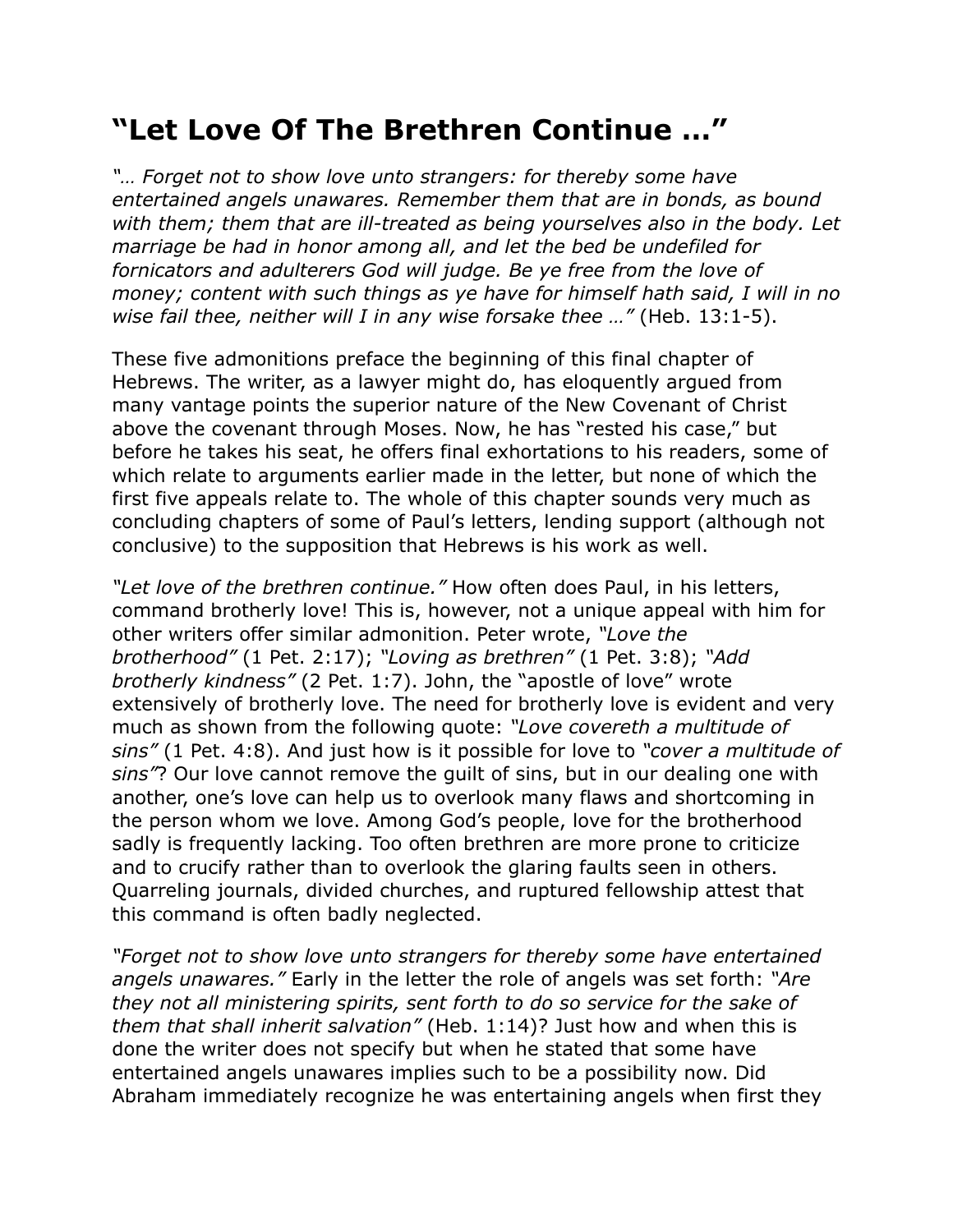# "Let Love Of The Brethren Continue …"

*"… Forget not to show love unto strangers: for thereby some have entertained angels unawares. Remember them that are in bonds, as bound with them; them that are ill-treated as being yourselves also in the body. Let marriage be had in honor among all, and let the bed be undefiled for fornicators and adulterers God will judge. Be ye free from the love of money; content with such things as ye have for himself hath said, I will in no wise fail thee, neither will I in any wise forsake thee …"* (Heb. 13:1-5).

These five admonitions preface the beginning of this final chapter of Hebrews. The writer, as a lawyer might do, has eloquently argued from many vantage points the superior nature of the New Covenant of Christ above the covenant through Moses. Now, he has "rested his case," but before he takes his seat, he offers final exhortations to his readers, some of which relate to arguments earlier made in the letter, but none of which the first five appeals relate to. The whole of this chapter sounds very much as concluding chapters of some of Paul's letters, lending support (although not conclusive) to the supposition that Hebrews is his work as well.

*"Let love of the brethren continue."* How often does Paul, in his letters, command brotherly love! This is, however, not a unique appeal with him for other writers offer similar admonition. Peter wrote, *"Love the brotherhood"* (1 Pet. 2:17); *"Loving as brethren"* (1 Pet. 3:8); *"Add brotherly kindness"* (2 Pet. 1:7). John, the "apostle of love" wrote extensively of brotherly love. The need for brotherly love is evident and very much as shown from the following quote: *"Love covereth a multitude of sins"* (1 Pet. 4:8). And just how is it possible for love to *"cover a multitude of sins"*? Our love cannot remove the guilt of sins, but in our dealing one with another, one's love can help us to overlook many flaws and shortcoming in the person whom we love. Among God's people, love for the brotherhood sadly is frequently lacking. Too often brethren are more prone to criticize and to crucify rather than to overlook the glaring faults seen in others. Quarreling journals, divided churches, and ruptured fellowship attest that this command is often badly neglected.

*"Forget not to show love unto strangers for thereby some have entertained angels unawares."* Early in the letter the role of angels was set forth: *"Are they not all ministering spirits, sent forth to do so service for the sake of them that shall inherit salvation"* (Heb. 1:14)? Just how and when this is done the writer does not specify but when he stated that some have entertained angels unawares implies such to be a possibility now. Did Abraham immediately recognize he was entertaining angels when first they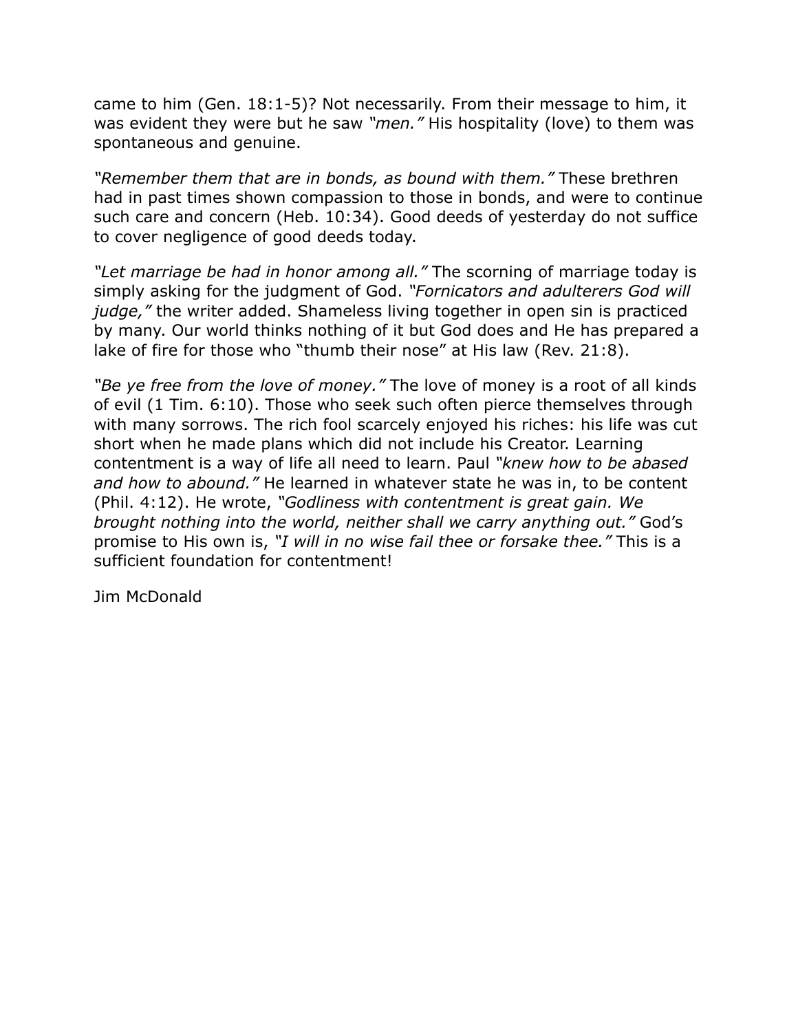came to him (Gen. 18:1-5)? Not necessarily. From their message to him, it was evident they were but he saw *"men."* His hospitality (love) to them was spontaneous and genuine.

*"Remember them that are in bonds, as bound with them."* These brethren had in past times shown compassion to those in bonds, and were to continue such care and concern (Heb. 10:34). Good deeds of yesterday do not suffice to cover negligence of good deeds today.

*"Let marriage be had in honor among all."* The scorning of marriage today is simply asking for the judgment of God. *"Fornicators and adulterers God will judge,"* the writer added. Shameless living together in open sin is practiced by many. Our world thinks nothing of it but God does and He has prepared a lake of fire for those who "thumb their nose" at His law (Rev. 21:8).

*"Be ye free from the love of money."* The love of money is a root of all kinds of evil (1 Tim. 6:10). Those who seek such often pierce themselves through with many sorrows. The rich fool scarcely enjoyed his riches: his life was cut short when he made plans which did not include his Creator. Learning contentment is a way of life all need to learn. Paul *"knew how to be abased and how to abound."* He learned in whatever state he was in, to be content (Phil. 4:12). He wrote, *"Godliness with contentment is great gain. We brought nothing into the world, neither shall we carry anything out."* God's promise to His own is, *"I will in no wise fail thee or forsake thee."* This is a sufficient foundation for contentment!

Jim McDonald